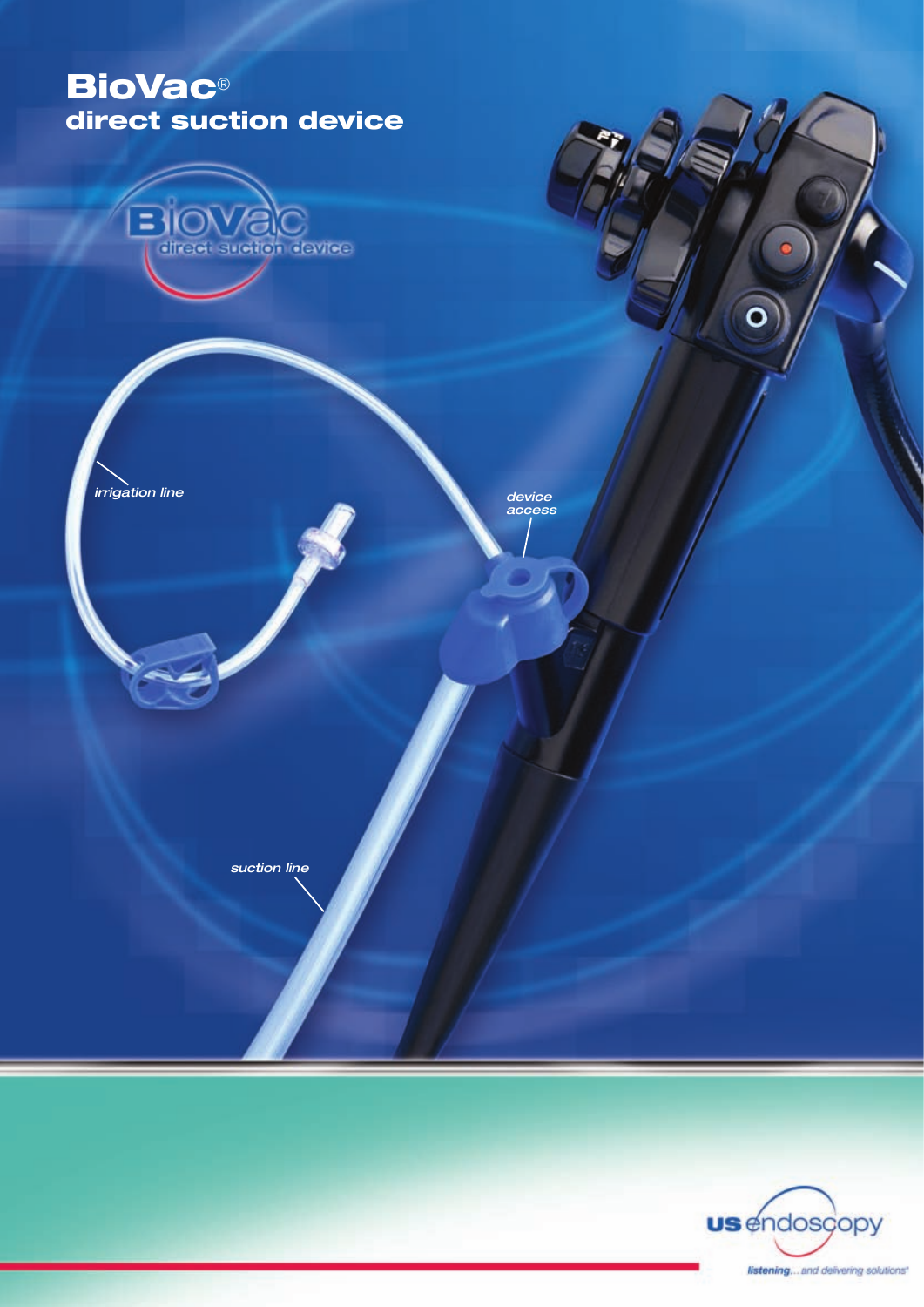# BioVac®
## direct suction device

BioVac direct suction device

*irrigation line*

*device access*

*suction line*

us endoscopy

*listening... and delivering solutions®*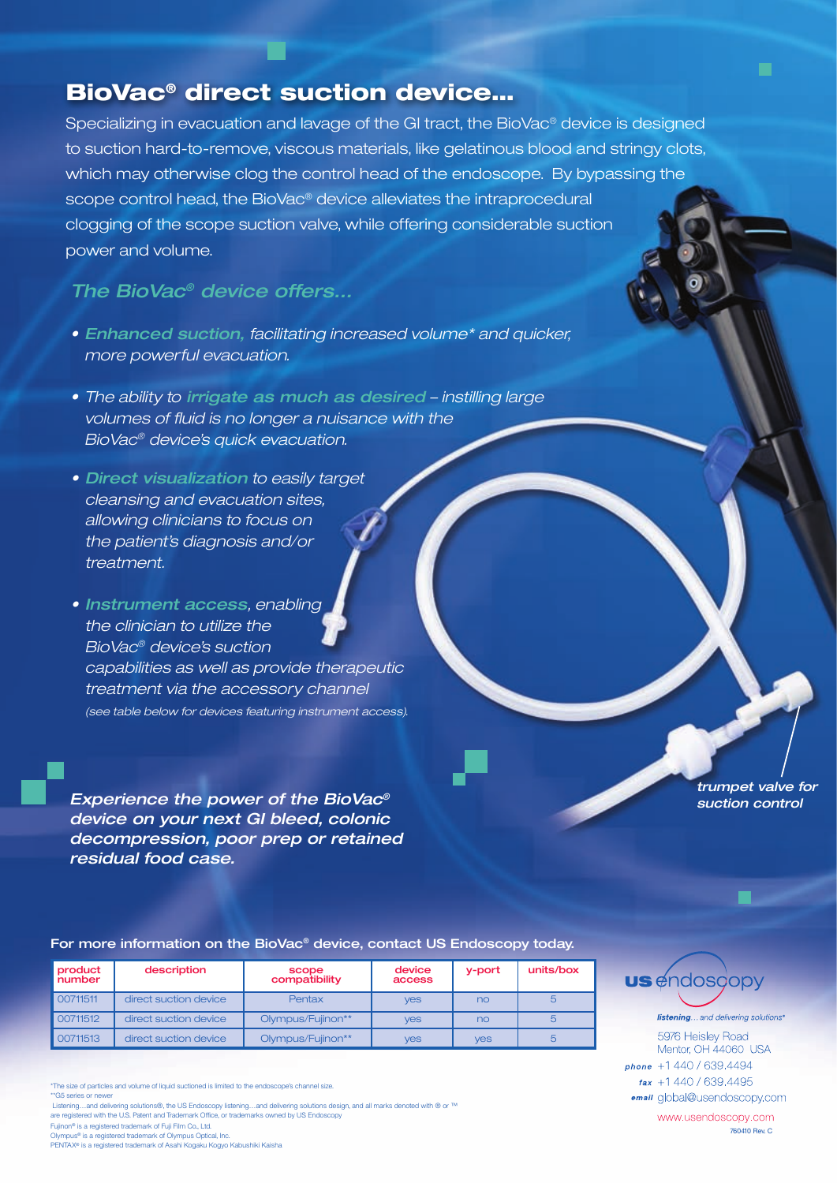# BioVac® direct suction device…

Specializing in evacuation and lavage of the GI tract, the BioVac® device is designed to suction hard-to-remove, viscous materials, like gelatinous blood and stringy clots, which may otherwise clog the control head of the endoscope. By bypassing the scope control head, the BioVac® device alleviates the intraprocedural clogging of the scope suction valve, while offering considerable suction power and volume.

## *The BioVac® device offers…*

- ***Enhanced suction,*** *facilitating increased volume\* and quicker, more powerful evacuation.*
- *The ability to* ***irrigate as much as desired*** *– instilling large volumes of fluid is no longer a nuisance with the BioVac® device's quick evacuation.*
- ***Direct visualization*** *to easily target cleansing and evacuation sites, allowing clinicians to focus on the patient's diagnosis and/or treatment.*
- ***Instrument access****, enabling the clinician to utilize the BioVac® device's suction capabilities as well as provide therapeutic treatment via the accessory channel*
  *(see table below for devices featuring instrument access).*

trumpet valve for suction control

***Experience the power of the BioVac® device on your next GI bleed, colonic decompression, poor prep or retained residual food case.***

**For more information on the BioVac® device, contact US Endoscopy today.**

| product number | description | scope compatibility | device access | y-port | units/box |
|---|---|---|---|---|---|
| 00711511 | direct suction device | Pentax | yes | no | 5 |
| 00711512 | direct suction device | Olympus/Fujinon** | yes | no | 5 |
| 00711513 | direct suction device | Olympus/Fujinon** | yes | yes | 5 |

US endoscopy

*listening…and delivering solutions®*

5976 Heisley Road
Mentor, OH 44060 USA

phone +1 440 / 639.4494
fax +1 440 / 639.4495
email global@usendoscopy.com

www.usendoscopy.com

760410 Rev. C

\*The size of particles and volume of liquid suctioned is limited to the endoscope's channel size.
\*\*G5 series or newer
Listening…and delivering solutions®, the US Endoscopy listening…and delivering solutions design, and all marks denoted with ® or ™ are registered with the U.S. Patent and Trademark Office, or trademarks owned by US Endoscopy
Fujinon® is a registered trademark of Fuji Film Co., Ltd.
Olympus® is a registered trademark of Olympus Optical, Inc.
PENTAX® is a registered trademark of Asahi Kogaku Kogyo Kabushiki Kaisha